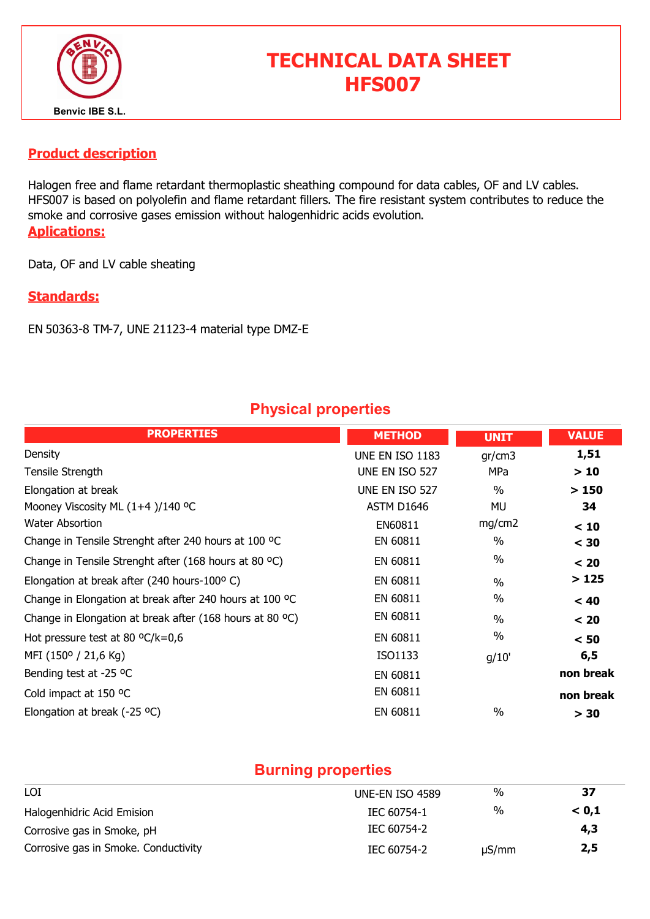Benvic IBE S.L.

# TECHNICAL DATA SHEET HFS007

## Product description

Halogen free and flame retardant thermoplastic sheathing compound for data cables, OF and LV cables. HFS007 is based on polyolefin and flame retardant fillers. The fire resistant system contributes to reduce the smoke and corrosive gases emission without halogenhidric acids evolution.

## Aplications:

Data, OF and LV cable sheating

## Standards:

EN 50363-8 TM-7, UNE 21123-4 material type DMZ-E

## Physical properties

| PROPERTIES | METHOD | UNIT | VALUE |
|---|---|---|---|
| Density | UNE EN ISO 1183 | gr/cm3 | **1,51** |
| Tensile Strength | UNE EN ISO 527 | MPa | **> 10** |
| Elongation at break | UNE EN ISO 527 | % | **> 150** |
| Mooney Viscosity ML (1+4 )/140 ºC | ASTM D1646 | MU | **34** |
| Water Absorption | EN60811 | mg/cm2 | **< 10** |
| Change in Tensile Strenght after 240 hours at 100 ºC | EN 60811 | % | **< 30** |
| Change in Tensile Strenght after (168 hours at 80 ºC) | EN 60811 | % | **< 20** |
| Elongation at break after (240 hours-100º C) | EN 60811 | % | **> 125** |
| Change in Elongation at break after 240 hours at 100 ºC | EN 60811 | % | **< 40** |
| Change in Elongation at break after (168 hours at 80 ºC) | EN 60811 | % | **< 20** |
| Hot pressure test at 80 ºC/k=0,6 | EN 60811 | % | **< 50** |
| MFI (150º / 21,6 Kg) | ISO1133 | g/10' | **6,5** |
| Bending test at -25 ºC | EN 60811 | | **non break** |
| Cold impact at 150 ºC | EN 60811 | | **non break** |
| Elongation at break (-25 ºC) | EN 60811 | % | **> 30** |

## Burning properties

| | | | |
|---|---|---|---|
| LOI | UNE-EN ISO 4589 | % | **37** |
| Halogenhidric Acid Emision | IEC 60754-1 | % | **< 0,1** |
| Corrosive gas in Smoke, pH | IEC 60754-2 | | **4,3** |
| Corrosive gas in Smoke. Conductivity | IEC 60754-2 | µS/mm | **2,5** |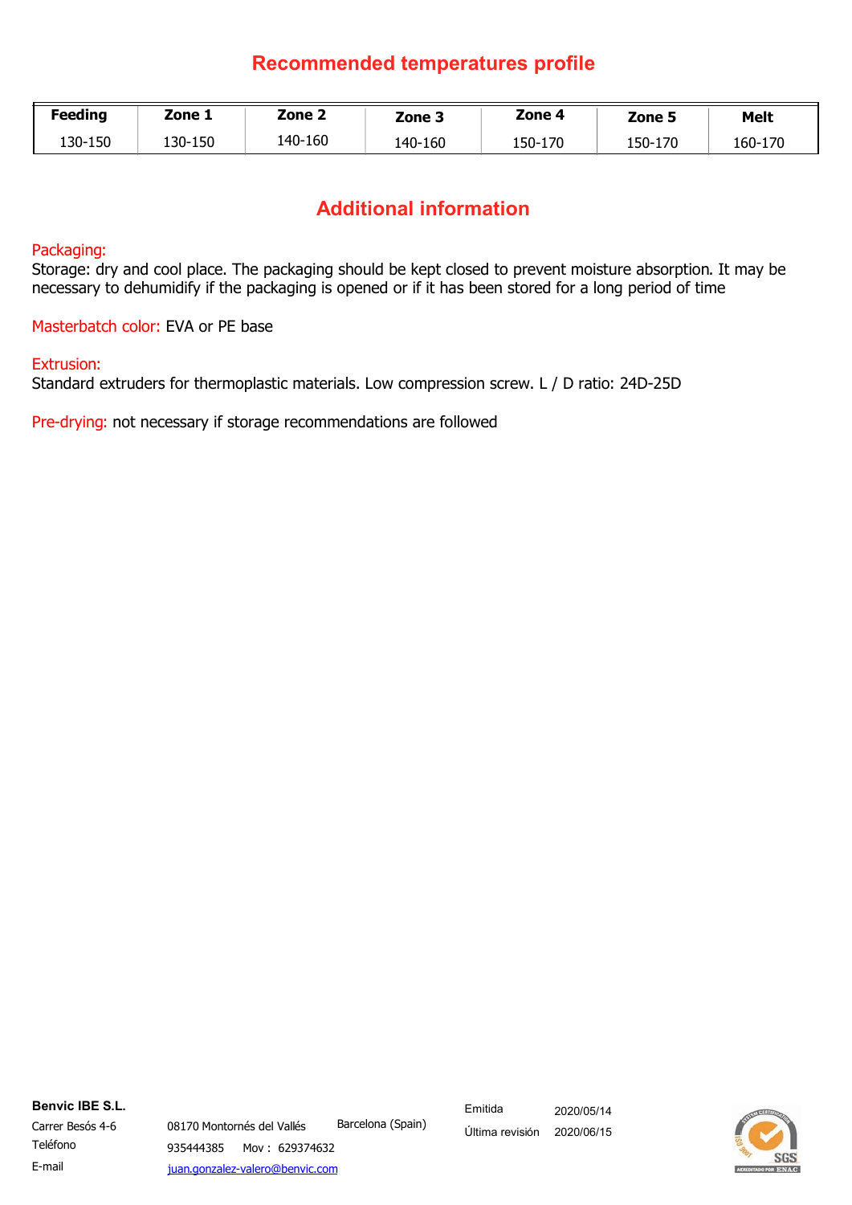## Recommended temperatures profile

| Feeding | Zone 1 | Zone 2 | Zone 3 | Zone 4 | Zone 5 | Melt |
|---|---|---|---|---|---|---|
| 130-150 | 130-150 | 140-160 | 140-160 | 150-170 | 150-170 | 160-170 |

## Additional information

Packaging:
Storage: dry and cool place. The packaging should be kept closed to prevent moisture absorption. It may be necessary to dehumidify if the packaging is opened or if it has been stored for a long period of time

Masterbatch color: EVA or PE base

Extrusion:
Standard extruders for thermoplastic materials. Low compression screw. L / D ratio: 24D-25D

Pre-drying: not necessary if storage recommendations are followed